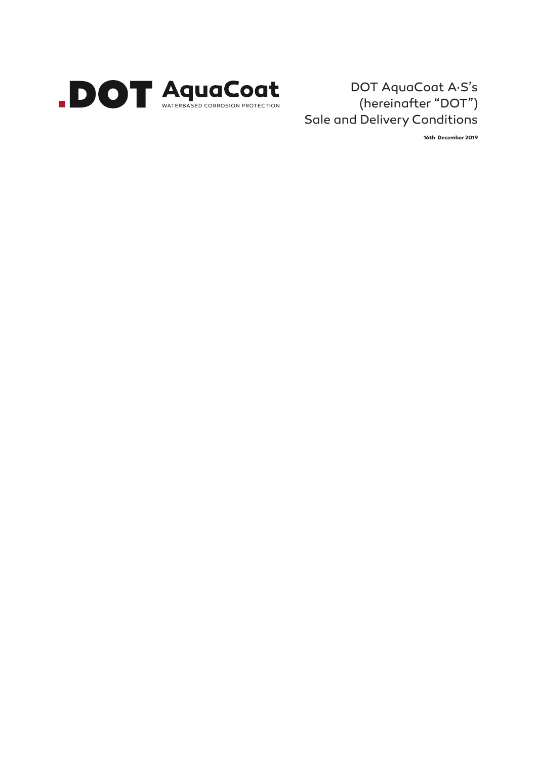# .DOT AquaCoat

WATERBASED CORROSION PROTECTION

DOT AquaCoat A·S's
(hereinafter "DOT")
Sale and Delivery Conditions

**16th December 2019**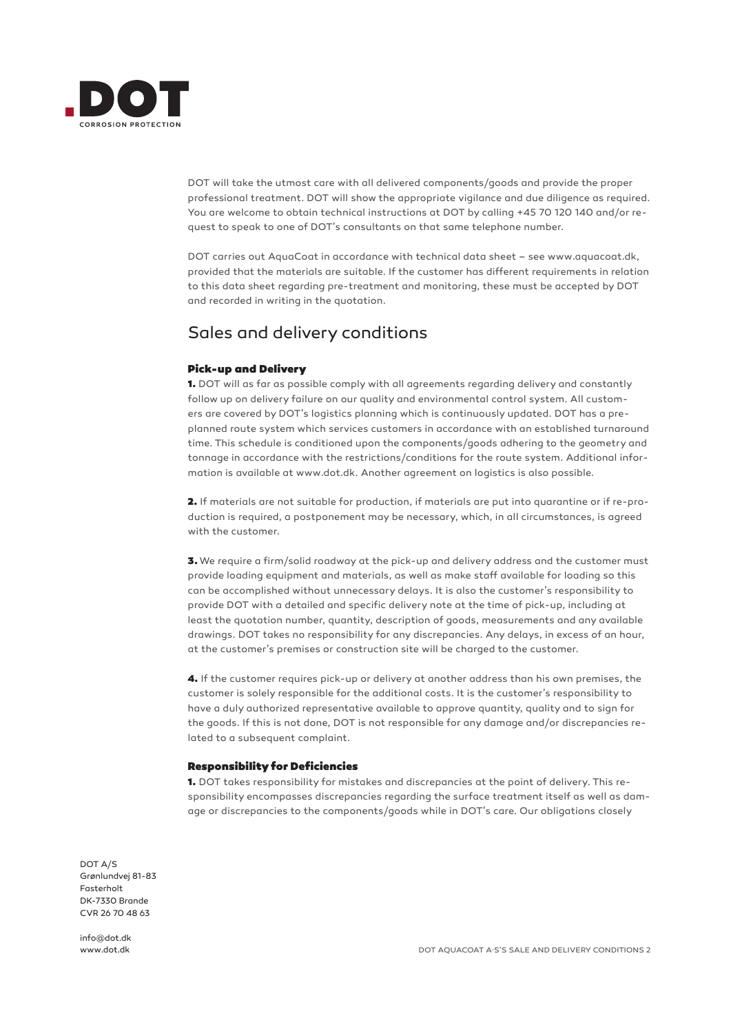DOT will take the utmost care with all delivered components/goods and provide the proper professional treatment. DOT will show the appropriate vigilance and due diligence as required. You are welcome to obtain technical instructions at DOT by calling +45 70 120 140 and/or request to speak to one of DOT's consultants on that same telephone number.

DOT carries out AquaCoat in accordance with technical data sheet – see www.aquacoat.dk, provided that the materials are suitable. If the customer has different requirements in relation to this data sheet regarding pre-treatment and monitoring, these must be accepted by DOT and recorded in writing in the quotation.

## Sales and delivery conditions

### Pick-up and Delivery

**1.** DOT will as far as possible comply with all agreements regarding delivery and constantly follow up on delivery failure on our quality and environmental control system. All customers are covered by DOT's logistics planning which is continuously updated. DOT has a pre-planned route system which services customers in accordance with an established turnaround time. This schedule is conditioned upon the components/goods adhering to the geometry and tonnage in accordance with the restrictions/conditions for the route system. Additional information is available at www.dot.dk. Another agreement on logistics is also possible.

**2.** If materials are not suitable for production, if materials are put into quarantine or if re-production is required, a postponement may be necessary, which, in all circumstances, is agreed with the customer.

**3.** We require a firm/solid roadway at the pick-up and delivery address and the customer must provide loading equipment and materials, as well as make staff available for loading so this can be accomplished without unnecessary delays. It is also the customer's responsibility to provide DOT with a detailed and specific delivery note at the time of pick-up, including at least the quotation number, quantity, description of goods, measurements and any available drawings. DOT takes no responsibility for any discrepancies. Any delays, in excess of an hour, at the customer's premises or construction site will be charged to the customer.

**4.** If the customer requires pick-up or delivery at another address than his own premises, the customer is solely responsible for the additional costs. It is the customer's responsibility to have a duly authorized representative available to approve quantity, quality and to sign for the goods. If this is not done, DOT is not responsible for any damage and/or discrepancies related to a subsequent complaint.

### Responsibility for Deficiencies

**1.** DOT takes responsibility for mistakes and discrepancies at the point of delivery. This responsibility encompasses discrepancies regarding the surface treatment itself as well as damage or discrepancies to the components/goods while in DOT's care. Our obligations closely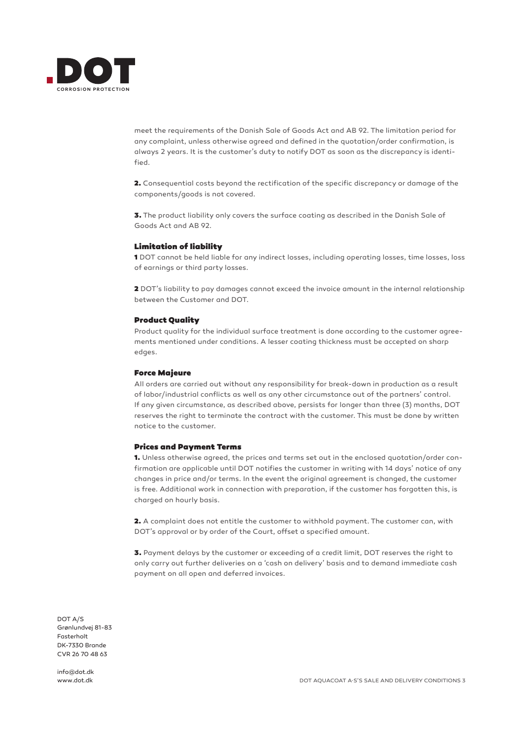meet the requirements of the Danish Sale of Goods Act and AB 92. The limitation period for any complaint, unless otherwise agreed and defined in the quotation/order confirmation, is always 2 years. It is the customer's duty to notify DOT as soon as the discrepancy is identified.

**2.** Consequential costs beyond the rectification of the specific discrepancy or damage of the components/goods is not covered.

**3.** The product liability only covers the surface coating as described in the Danish Sale of Goods Act and AB 92.

### Limitation of liability

**1** DOT cannot be held liable for any indirect losses, including operating losses, time losses, loss of earnings or third party losses.

**2** DOT's liability to pay damages cannot exceed the invoice amount in the internal relationship between the Customer and DOT.

### Product Quality

Product quality for the individual surface treatment is done according to the customer agreements mentioned under conditions. A lesser coating thickness must be accepted on sharp edges.

### Force Majeure

All orders are carried out without any responsibility for break-down in production as a result of labor/industrial conflicts as well as any other circumstance out of the partners' control. If any given circumstance, as described above, persists for longer than three (3) months, DOT reserves the right to terminate the contract with the customer. This must be done by written notice to the customer.

### Prices and Payment Terms

**1.** Unless otherwise agreed, the prices and terms set out in the enclosed quotation/order confirmation are applicable until DOT notifies the customer in writing with 14 days' notice of any changes in price and/or terms. In the event the original agreement is changed, the customer is free. Additional work in connection with preparation, if the customer has forgotten this, is charged on hourly basis.

**2.** A complaint does not entitle the customer to withhold payment. The customer can, with DOT's approval or by order of the Court, offset a specified amount.

**3.** Payment delays by the customer or exceeding of a credit limit, DOT reserves the right to only carry out further deliveries on a 'cash on delivery' basis and to demand immediate cash payment on all open and deferred invoices.

DOT A/S
Grønlundvej 81-83
Fasterholt
DK-7330 Brande
CVR 26 70 48 63

info@dot.dk
www.dot.dk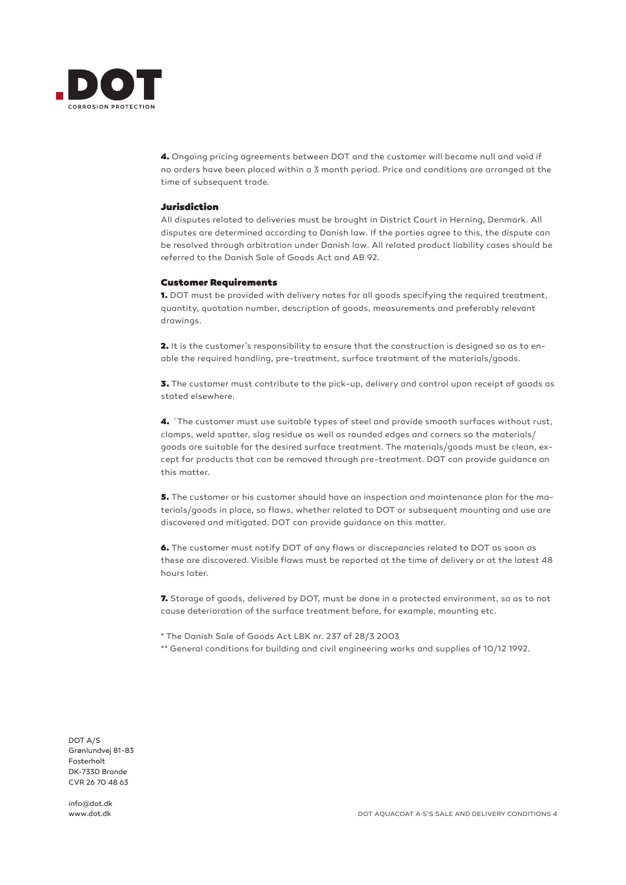**4.** Ongoing pricing agreements between DOT and the customer will become null and void if no orders have been placed within a 3 month period. Price and conditions are arranged at the time of subsequent trade.

## Jurisdiction

All disputes related to deliveries must be brought in District Court in Herning, Denmark. All disputes are determined according to Danish law. If the parties agree to this, the dispute can be resolved through arbitration under Danish law. All related product liability cases should be referred to the Danish Sale of Goods Act and AB 92.

## Customer Requirements

**1.** DOT must be provided with delivery notes for all goods specifying the required treatment, quantity, quotation number, description of goods, measurements and preferably relevant drawings.

**2.** It is the customer's responsibility to ensure that the construction is designed so as to enable the required handling, pre-treatment, surface treatment of the materials/goods.

**3.** The customer must contribute to the pick-up, delivery and control upon receipt of goods as stated elsewhere.

**4.** ´The customer must use suitable types of steel and provide smooth surfaces without rust, clamps, weld spatter, slag residue as well as rounded edges and corners so the materials/goods are suitable for the desired surface treatment. The materials/goods must be clean, except for products that can be removed through pre-treatment. DOT can provide guidance on this matter.

**5.** The customer or his customer should have an inspection and maintenance plan for the materials/goods in place, so flaws, whether related to DOT or subsequent mounting and use are discovered and mitigated. DOT can provide guidance on this matter.

**6.** The customer must notify DOT of any flaws or discrepancies related to DOT as soon as these are discovered. Visible flaws must be reported at the time of delivery or at the latest 48 hours later.

**7.** Storage of goods, delivered by DOT, must be done in a protected environment, so as to not cause deterioration of the surface treatment before, for example, mounting etc.

* The Danish Sale of Goods Act LBK nr. 237 of 28/3 2003

** General conditions for building and civil engineering works and supplies of 10/12 1992.

DOT A/S
Grønlundvej 81-83
Fasterholt
DK-7330 Brande
CVR 26 70 48 63

info@dot.dk
www.dot.dk